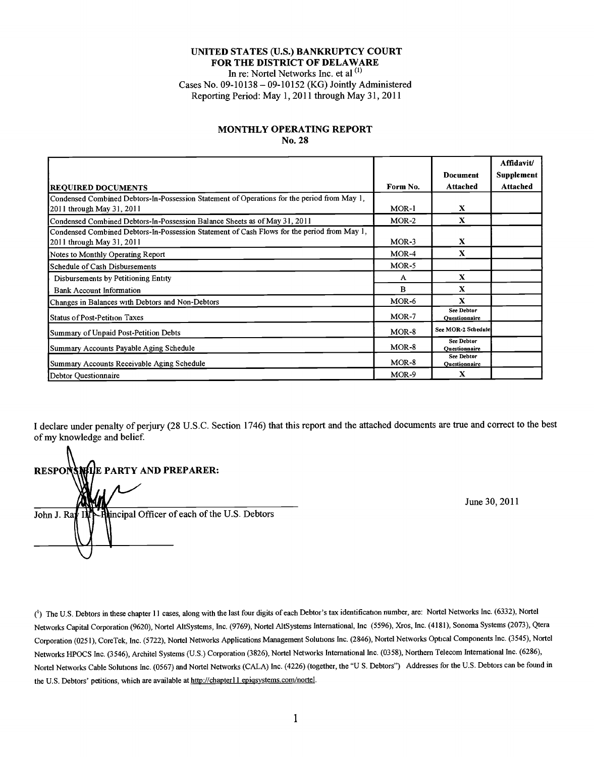**UNITED STATES (U.S.) BANKRUPTCY COURT**
**FOR THE DISTRICT OF DELAWARE**

In re: Nortel Networks Inc. et al [1]

Cases No. 09-10138 – 09-10152 (KG) Jointly Administered

Reporting Period: May 1, 2011 through May 31, 2011

**MONTHLY OPERATING REPORT**
**No. 28**

| REQUIRED DOCUMENTS | Form No. | Document Attached | Affidavit/ Supplement Attached |
|---|---|---|---|
| Condensed Combined Debtors-In-Possession Statement of Operations for the period from May 1, 2011 through May 31, 2011 | MOR-1 | X | |
| Condensed Combined Debtors-In-Possession Balance Sheets as of May 31, 2011 | MOR-2 | X | |
| Condensed Combined Debtors-In-Possession Statement of Cash Flows for the period from May 1, 2011 through May 31, 2011 | MOR-3 | X | |
| Notes to Monthly Operating Report | MOR-4 | X | |
| Schedule of Cash Disbursements | MOR-5 | | |
| Disbursements by Petitioning Entity | A | X | |
| Bank Account Information | B | X | |
| Changes in Balances with Debtors and Non-Debtors | MOR-6 | X | |
| Status of Post-Petition Taxes | MOR-7 | See Debtor Questionnaire | |
| Summary of Unpaid Post-Petition Debts | MOR-8 | See MOR-2 Schedule | |
| Summary Accounts Payable Aging Schedule | MOR-8 | See Debtor Questionnaire | |
| Summary Accounts Receivable Aging Schedule | MOR-8 | See Debtor Questionnaire | |
| Debtor Questionnaire | MOR-9 | X | |

I declare under penalty of perjury (28 U.S.C. Section 1746) that this report and the attached documents are true and correct to the best of my knowledge and belief.

**RESPONSIBLE PARTY AND PREPARER:**

John J. Ray III – Principal Officer of each of the U.S. Debtors

June 30, 2011

[1] The U.S. Debtors in these chapter 11 cases, along with the last four digits of each Debtor's tax identification number, are: Nortel Networks Inc. (6332), Nortel Networks Capital Corporation (9620), Nortel AltSystems, Inc. (9769), Nortel AltSystems International, Inc (5596), Xros, Inc. (4181), Sonoma Systems (2073), Qtera Corporation (0251), CoreTek, Inc. (5722), Nortel Networks Applications Management Solutions Inc. (2846), Nortel Networks Optical Components Inc. (3545), Nortel Networks HPOCS Inc. (3546), Architel Systems (U.S.) Corporation (3826), Nortel Networks International Inc. (0358), Northern Telecom International Inc. (6286), Nortel Networks Cable Solutions Inc. (0567) and Nortel Networks (CALA) Inc. (4226) (together, the "U S. Debtors") Addresses for the U.S. Debtors can be found in the U.S. Debtors' petitions, which are available at http://chapter11.epiqsystems.com/nortel.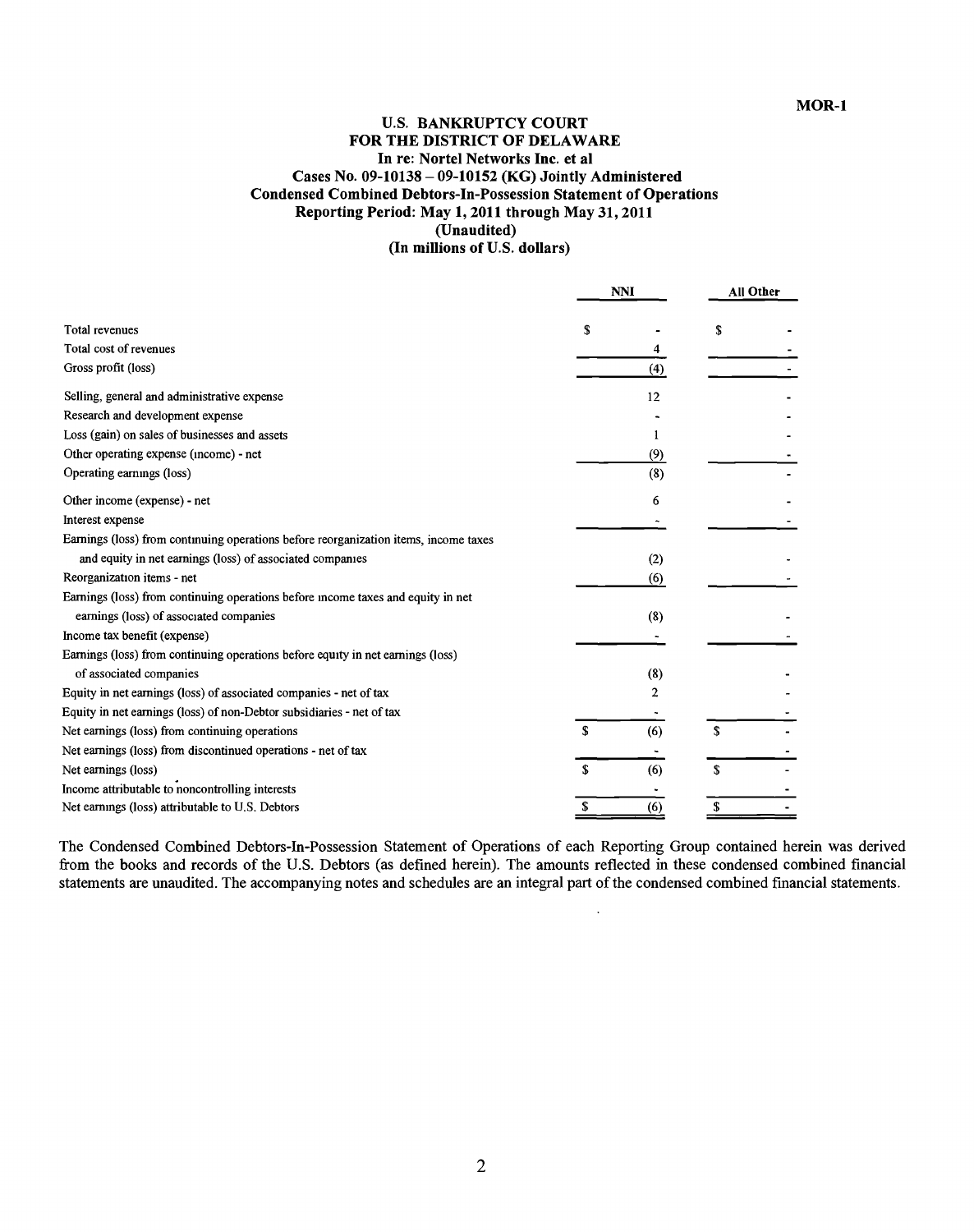MOR-1

**U.S. BANKRUPTCY COURT**
**FOR THE DISTRICT OF DELAWARE**
**In re: Nortel Networks Inc. et al**
**Cases No. 09-10138 – 09-10152 (KG) Jointly Administered**
**Condensed Combined Debtors-In-Possession Statement of Operations**
**Reporting Period: May 1, 2011 through May 31, 2011**
**(Unaudited)**
**(In millions of U.S. dollars)**

| | NNI | All Other |
|---|---|---|
| Total revenues | $ - | $ - |
| Total cost of revenues | 4 | - |
| Gross profit (loss) | (4) | - |
| Selling, general and administrative expense | 12 | - |
| Research and development expense | - | - |
| Loss (gain) on sales of businesses and assets | 1 | - |
| Other operating expense (income) - net | (9) | - |
| Operating earnings (loss) | (8) | - |
| Other income (expense) - net | 6 | - |
| Interest expense | - | - |
| Earnings (loss) from continuing operations before reorganization items, income taxes and equity in net earnings (loss) of associated companies | (2) | - |
| Reorganization items - net | (6) | - |
| Earnings (loss) from continuing operations before income taxes and equity in net earnings (loss) of associated companies | (8) | - |
| Income tax benefit (expense) | - | - |
| Earnings (loss) from continuing operations before equity in net earnings (loss) of associated companies | (8) | - |
| Equity in net earnings (loss) of associated companies - net of tax | 2 | - |
| Equity in net earnings (loss) of non-Debtor subsidiaries - net of tax | - | - |
| Net earnings (loss) from continuing operations | $ (6) | $ - |
| Net earnings (loss) from discontinued operations - net of tax | - | - |
| Net earnings (loss) | $ (6) | $ - |
| Income attributable to noncontrolling interests | - | - |
| Net earnings (loss) attributable to U.S. Debtors | $ (6) | $ - |

The Condensed Combined Debtors-In-Possession Statement of Operations of each Reporting Group contained herein was derived from the books and records of the U.S. Debtors (as defined herein). The amounts reflected in these condensed combined financial statements are unaudited. The accompanying notes and schedules are an integral part of the condensed combined financial statements.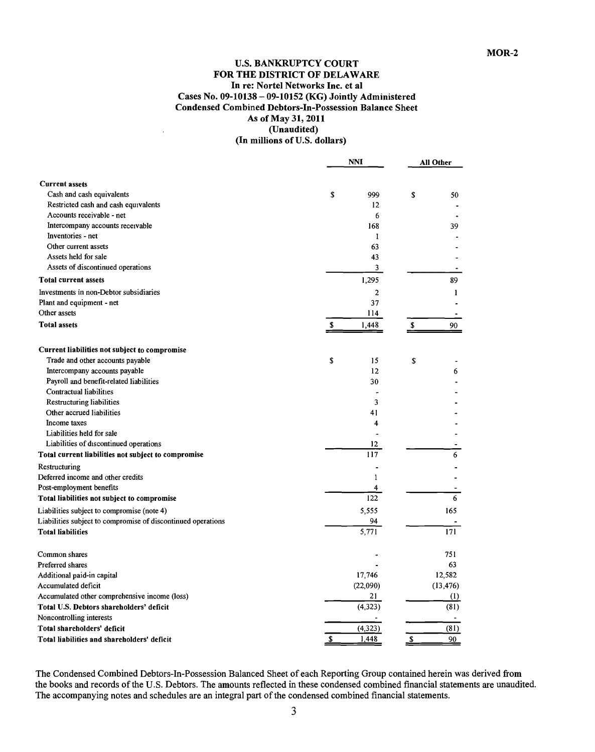MOR-2

# U.S. BANKRUPTCY COURT
## FOR THE DISTRICT OF DELAWARE
### In re: Nortel Networks Inc. et al
### Cases No. 09-10138 – 09-10152 (KG) Jointly Administered
### Condensed Combined Debtors-In-Possession Balance Sheet
### As of May 31, 2011
### (Unaudited)
### (In millions of U.S. dollars)

| | NNI | All Other |
|---|---|---|
| **Current assets** | | |
| Cash and cash equivalents | $ 999 | $ 50 |
| Restricted cash and cash equivalents | 12 | - |
| Accounts receivable - net | 6 | - |
| Intercompany accounts receivable | 168 | 39 |
| Inventories - net | 1 | - |
| Other current assets | 63 | - |
| Assets held for sale | 43 | - |
| Assets of discontinued operations | 3 | - |
| **Total current assets** | 1,295 | 89 |
| Investments in non-Debtor subsidiaries | 2 | 1 |
| Plant and equipment - net | 37 | - |
| Other assets | 114 | - |
| **Total assets** | $ 1,448 | $ 90 |
| **Current liabilities not subject to compromise** | | |
| Trade and other accounts payable | $ 15 | $ - |
| Intercompany accounts payable | 12 | 6 |
| Payroll and benefit-related liabilities | 30 | - |
| Contractual liabilities | - | - |
| Restructuring liabilities | 3 | - |
| Other accrued liabilities | 41 | - |
| Income taxes | 4 | - |
| Liabilities held for sale | - | - |
| Liabilities of discontinued operations | 12 | - |
| **Total current liabilities not subject to compromise** | 117 | 6 |
| Restructuring | - | - |
| Deferred income and other credits | 1 | - |
| Post-employment benefits | 4 | - |
| **Total liabilities not subject to compromise** | 122 | 6 |
| Liabilities subject to compromise (note 4) | 5,555 | 165 |
| Liabilities subject to compromise of discontinued operations | 94 | - |
| **Total liabilities** | 5,771 | 171 |
| Common shares | - | 751 |
| Preferred shares | - | 63 |
| Additional paid-in capital | 17,746 | 12,582 |
| Accumulated deficit | (22,090) | (13,476) |
| Accumulated other comprehensive income (loss) | 21 | (1) |
| **Total U.S. Debtors shareholders' deficit** | (4,323) | (81) |
| Noncontrolling interests | - | - |
| **Total shareholders' deficit** | (4,323) | (81) |
| **Total liabilities and shareholders' deficit** | $ 1,448 | $ 90 |

The Condensed Combined Debtors-In-Possession Balanced Sheet of each Reporting Group contained herein was derived from the books and records of the U.S. Debtors. The amounts reflected in these condensed combined financial statements are unaudited. The accompanying notes and schedules are an integral part of the condensed combined financial statements.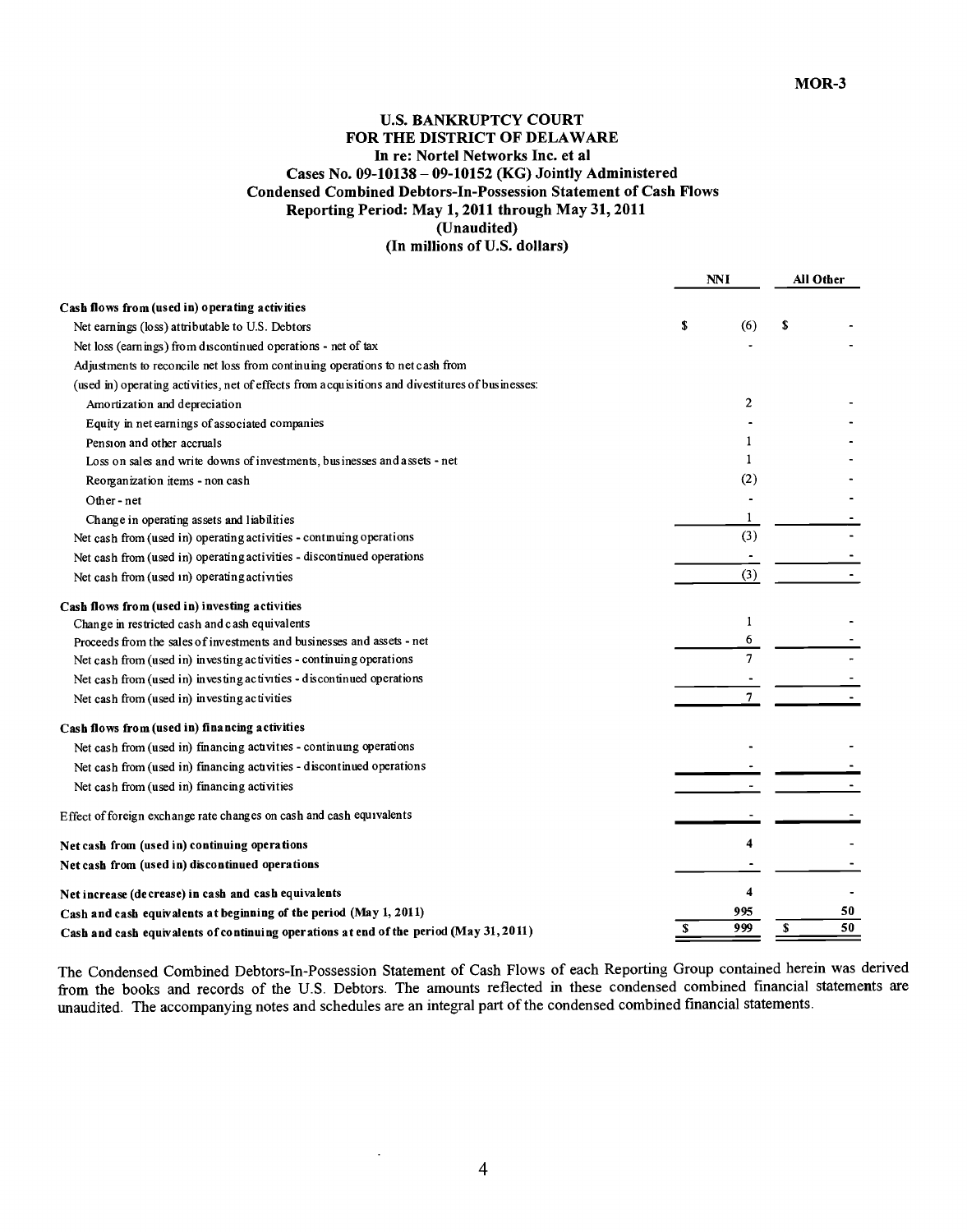MOR-3

**U.S. BANKRUPTCY COURT**
**FOR THE DISTRICT OF DELAWARE**
**In re: Nortel Networks Inc. et al**
**Cases No. 09-10138 – 09-10152 (KG) Jointly Administered**
**Condensed Combined Debtors-In-Possession Statement of Cash Flows**
**Reporting Period: May 1, 2011 through May 31, 2011**
**(Unaudited)**
**(In millions of U.S. dollars)**

| | NNI | All Other |
|---|---|---|
| **Cash flows from (used in) operating activities** | | |
| Net earnings (loss) attributable to U.S. Debtors | $ (6) | $ - |
| Net loss (earnings) from discontinued operations - net of tax | - | - |
| Adjustments to reconcile net loss from continuing operations to net cash from | | |
| (used in) operating activities, net of effects from acquisitions and divestitures of businesses: | | |
| Amortization and depreciation | 2 | - |
| Equity in net earnings of associated companies | - | - |
| Pension and other accruals | 1 | - |
| Loss on sales and write downs of investments, businesses and assets - net | 1 | - |
| Reorganization items - non cash | (2) | - |
| Other - net | - | - |
| Change in operating assets and liabilities | 1 | - |
| Net cash from (used in) operating activities - continuing operations | (3) | - |
| Net cash from (used in) operating activities - discontinued operations | - | - |
| Net cash from (used in) operating activities | (3) | - |
| **Cash flows from (used in) investing activities** | | |
| Change in restricted cash and cash equivalents | 1 | - |
| Proceeds from the sales of investments and businesses and assets - net | 6 | - |
| Net cash from (used in) investing activities - continuing operations | 7 | - |
| Net cash from (used in) investing activities - discontinued operations | - | - |
| Net cash from (used in) investing activities | 7 | - |
| **Cash flows from (used in) financing activities** | | |
| Net cash from (used in) financing activities - continuing operations | - | - |
| Net cash from (used in) financing activities - discontinued operations | - | - |
| Net cash from (used in) financing activities | - | - |
| Effect of foreign exchange rate changes on cash and cash equivalents | - | - |
| **Net cash from (used in) continuing operations** | 4 | - |
| **Net cash from (used in) discontinued operations** | - | - |
| **Net increase (decrease) in cash and cash equivalents** | 4 | - |
| **Cash and cash equivalents at beginning of the period (May 1, 2011)** | 995 | 50 |
| **Cash and cash equivalents of continuing operations at end of the period (May 31, 2011)** | $ 999 | $ 50 |

The Condensed Combined Debtors-In-Possession Statement of Cash Flows of each Reporting Group contained herein was derived from the books and records of the U.S. Debtors. The amounts reflected in these condensed combined financial statements are unaudited. The accompanying notes and schedules are an integral part of the condensed combined financial statements.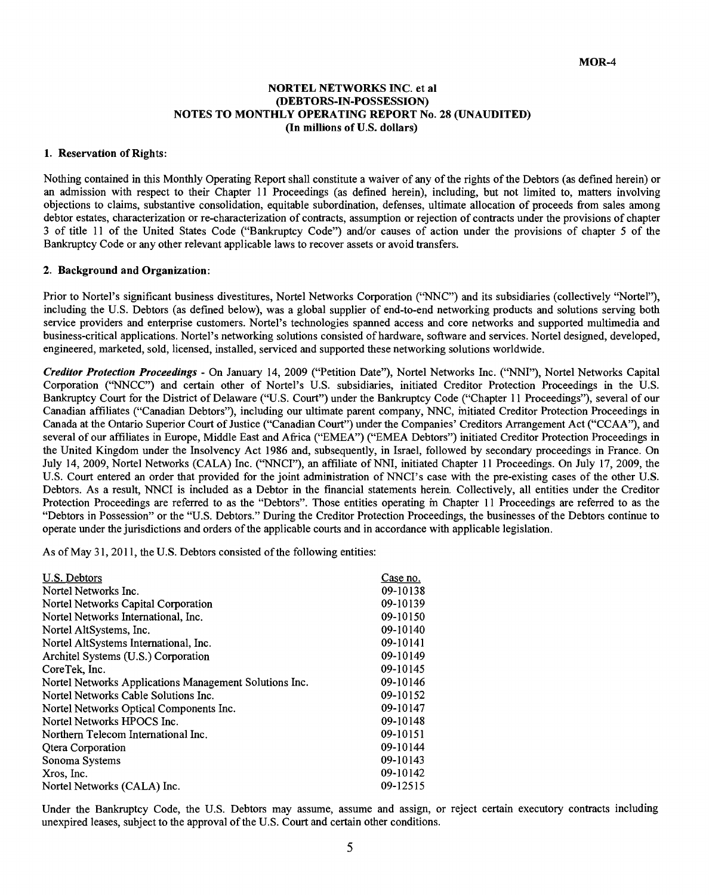MOR-4

# NORTEL NETWORKS INC. et al
# (DEBTORS-IN-POSSESSION)
# NOTES TO MONTHLY OPERATING REPORT No. 28 (UNAUDITED)
# (In millions of U.S. dollars)

## 1. Reservation of Rights:

Nothing contained in this Monthly Operating Report shall constitute a waiver of any of the rights of the Debtors (as defined herein) or an admission with respect to their Chapter 11 Proceedings (as defined herein), including, but not limited to, matters involving objections to claims, substantive consolidation, equitable subordination, defenses, ultimate allocation of proceeds from sales among debtor estates, characterization or re-characterization of contracts, assumption or rejection of contracts under the provisions of chapter 3 of title 11 of the United States Code ("Bankruptcy Code") and/or causes of action under the provisions of chapter 5 of the Bankruptcy Code or any other relevant applicable laws to recover assets or avoid transfers.

## 2. Background and Organization:

Prior to Nortel's significant business divestitures, Nortel Networks Corporation ("NNC") and its subsidiaries (collectively "Nortel"), including the U.S. Debtors (as defined below), was a global supplier of end-to-end networking products and solutions serving both service providers and enterprise customers. Nortel's technologies spanned access and core networks and supported multimedia and business-critical applications. Nortel's networking solutions consisted of hardware, software and services. Nortel designed, developed, engineered, marketed, sold, licensed, installed, serviced and supported these networking solutions worldwide.

*Creditor Protection Proceedings* - On January 14, 2009 ("Petition Date"), Nortel Networks Inc. ("NNI"), Nortel Networks Capital Corporation ("NNCC") and certain other of Nortel's U.S. subsidiaries, initiated Creditor Protection Proceedings in the U.S. Bankruptcy Court for the District of Delaware ("U.S. Court") under the Bankruptcy Code ("Chapter 11 Proceedings"), several of our Canadian affiliates ("Canadian Debtors"), including our ultimate parent company, NNC, initiated Creditor Protection Proceedings in Canada at the Ontario Superior Court of Justice ("Canadian Court") under the Companies' Creditors Arrangement Act ("CCAA"), and several of our affiliates in Europe, Middle East and Africa ("EMEA") ("EMEA Debtors") initiated Creditor Protection Proceedings in the United Kingdom under the Insolvency Act 1986 and, subsequently, in Israel, followed by secondary proceedings in France. On July 14, 2009, Nortel Networks (CALA) Inc. ("NNCI"), an affiliate of NNI, initiated Chapter 11 Proceedings. On July 17, 2009, the U.S. Court entered an order that provided for the joint administration of NNCI's case with the pre-existing cases of the other U.S. Debtors. As a result, NNCI is included as a Debtor in the financial statements herein. Collectively, all entities under the Creditor Protection Proceedings are referred to as the "Debtors". Those entities operating in Chapter 11 Proceedings are referred to as the "Debtors in Possession" or the "U.S. Debtors." During the Creditor Protection Proceedings, the businesses of the Debtors continue to operate under the jurisdictions and orders of the applicable courts and in accordance with applicable legislation.

As of May 31, 2011, the U.S. Debtors consisted of the following entities:

| U.S. Debtors | Case no. |
|---|---|
| Nortel Networks Inc. | 09-10138 |
| Nortel Networks Capital Corporation | 09-10139 |
| Nortel Networks International, Inc. | 09-10150 |
| Nortel AltSystems, Inc. | 09-10140 |
| Nortel AltSystems International, Inc. | 09-10141 |
| Architel Systems (U.S.) Corporation | 09-10149 |
| CoreTek, Inc. | 09-10145 |
| Nortel Networks Applications Management Solutions Inc. | 09-10146 |
| Nortel Networks Cable Solutions Inc. | 09-10152 |
| Nortel Networks Optical Components Inc. | 09-10147 |
| Nortel Networks HPOCS Inc. | 09-10148 |
| Northern Telecom International Inc. | 09-10151 |
| Qtera Corporation | 09-10144 |
| Sonoma Systems | 09-10143 |
| Xros, Inc. | 09-10142 |
| Nortel Networks (CALA) Inc. | 09-12515 |

Under the Bankruptcy Code, the U.S. Debtors may assume, assume and assign, or reject certain executory contracts including unexpired leases, subject to the approval of the U.S. Court and certain other conditions.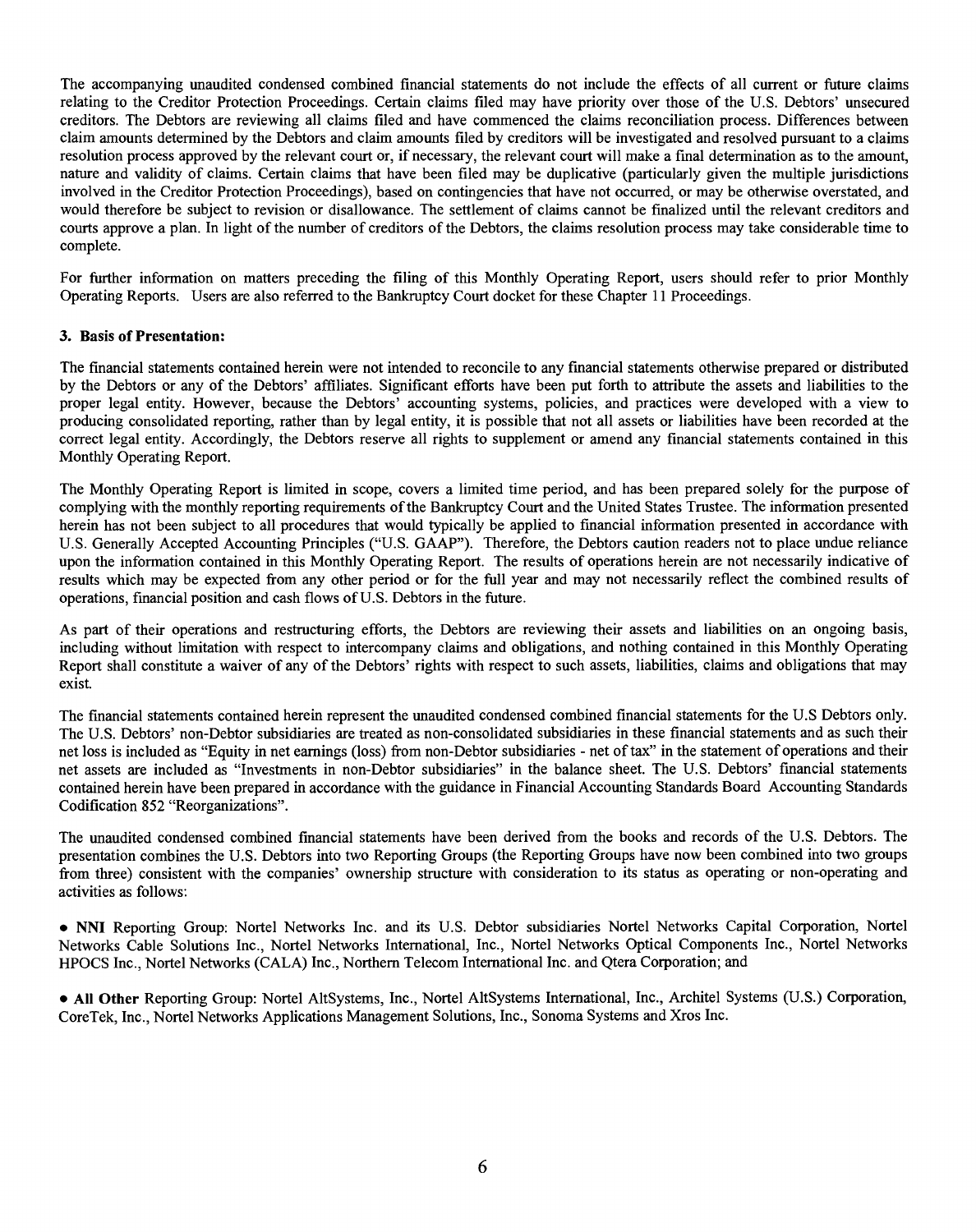The accompanying unaudited condensed combined financial statements do not include the effects of all current or future claims relating to the Creditor Protection Proceedings. Certain claims filed may have priority over those of the U.S. Debtors' unsecured creditors. The Debtors are reviewing all claims filed and have commenced the claims reconciliation process. Differences between claim amounts determined by the Debtors and claim amounts filed by creditors will be investigated and resolved pursuant to a claims resolution process approved by the relevant court or, if necessary, the relevant court will make a final determination as to the amount, nature and validity of claims. Certain claims that have been filed may be duplicative (particularly given the multiple jurisdictions involved in the Creditor Protection Proceedings), based on contingencies that have not occurred, or may be otherwise overstated, and would therefore be subject to revision or disallowance. The settlement of claims cannot be finalized until the relevant creditors and courts approve a plan. In light of the number of creditors of the Debtors, the claims resolution process may take considerable time to complete.

For further information on matters preceding the filing of this Monthly Operating Report, users should refer to prior Monthly Operating Reports. Users are also referred to the Bankruptcy Court docket for these Chapter 11 Proceedings.

**3. Basis of Presentation:**

The financial statements contained herein were not intended to reconcile to any financial statements otherwise prepared or distributed by the Debtors or any of the Debtors' affiliates. Significant efforts have been put forth to attribute the assets and liabilities to the proper legal entity. However, because the Debtors' accounting systems, policies, and practices were developed with a view to producing consolidated reporting, rather than by legal entity, it is possible that not all assets or liabilities have been recorded at the correct legal entity. Accordingly, the Debtors reserve all rights to supplement or amend any financial statements contained in this Monthly Operating Report.

The Monthly Operating Report is limited in scope, covers a limited time period, and has been prepared solely for the purpose of complying with the monthly reporting requirements of the Bankruptcy Court and the United States Trustee. The information presented herein has not been subject to all procedures that would typically be applied to financial information presented in accordance with U.S. Generally Accepted Accounting Principles ("U.S. GAAP"). Therefore, the Debtors caution readers not to place undue reliance upon the information contained in this Monthly Operating Report. The results of operations herein are not necessarily indicative of results which may be expected from any other period or for the full year and may not necessarily reflect the combined results of operations, financial position and cash flows of U.S. Debtors in the future.

As part of their operations and restructuring efforts, the Debtors are reviewing their assets and liabilities on an ongoing basis, including without limitation with respect to intercompany claims and obligations, and nothing contained in this Monthly Operating Report shall constitute a waiver of any of the Debtors' rights with respect to such assets, liabilities, claims and obligations that may exist.

The financial statements contained herein represent the unaudited condensed combined financial statements for the U.S Debtors only. The U.S. Debtors' non-Debtor subsidiaries are treated as non-consolidated subsidiaries in these financial statements and as such their net loss is included as "Equity in net earnings (loss) from non-Debtor subsidiaries - net of tax" in the statement of operations and their net assets are included as "Investments in non-Debtor subsidiaries" in the balance sheet. The U.S. Debtors' financial statements contained herein have been prepared in accordance with the guidance in Financial Accounting Standards Board Accounting Standards Codification 852 "Reorganizations".

The unaudited condensed combined financial statements have been derived from the books and records of the U.S. Debtors. The presentation combines the U.S. Debtors into two Reporting Groups (the Reporting Groups have now been combined into two groups from three) consistent with the companies' ownership structure with consideration to its status as operating or non-operating and activities as follows:

- **NNI** Reporting Group: Nortel Networks Inc. and its U.S. Debtor subsidiaries Nortel Networks Capital Corporation, Nortel Networks Cable Solutions Inc., Nortel Networks International, Inc., Nortel Networks Optical Components Inc., Nortel Networks HPOCS Inc., Nortel Networks (CALA) Inc., Northern Telecom International Inc. and Qtera Corporation; and

- **All Other** Reporting Group: Nortel AltSystems, Inc., Nortel AltSystems International, Inc., Architel Systems (U.S.) Corporation, CoreTek, Inc., Nortel Networks Applications Management Solutions, Inc., Sonoma Systems and Xros Inc.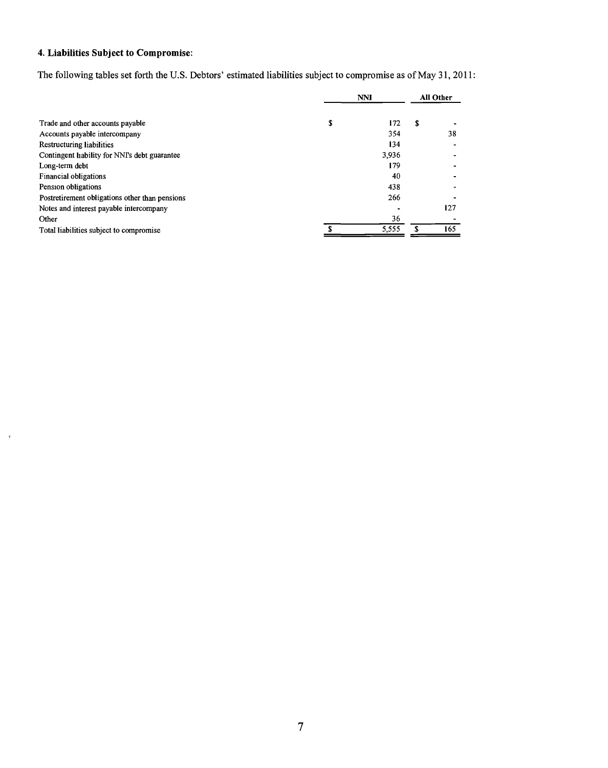#### 4. Liabilities Subject to Compromise:

The following tables set forth the U.S. Debtors' estimated liabilities subject to compromise as of May 31, 2011:

| | NNI | All Other |
|---|---|---|
| Trade and other accounts payable | $ 172 | $ - |
| Accounts payable intercompany | 354 | 38 |
| Restructuring liabilities | 134 | - |
| Contingent liability for NNI's debt guarantee | 3,936 | - |
| Long-term debt | 179 | - |
| Financial obligations | 40 | - |
| Pension obligations | 438 | - |
| Postretirement obligations other than pensions | 266 | - |
| Notes and interest payable intercompany | - | 127 |
| Other | 36 | - |
| Total liabilities subject to compromise | $ 5,555 | $ 165 |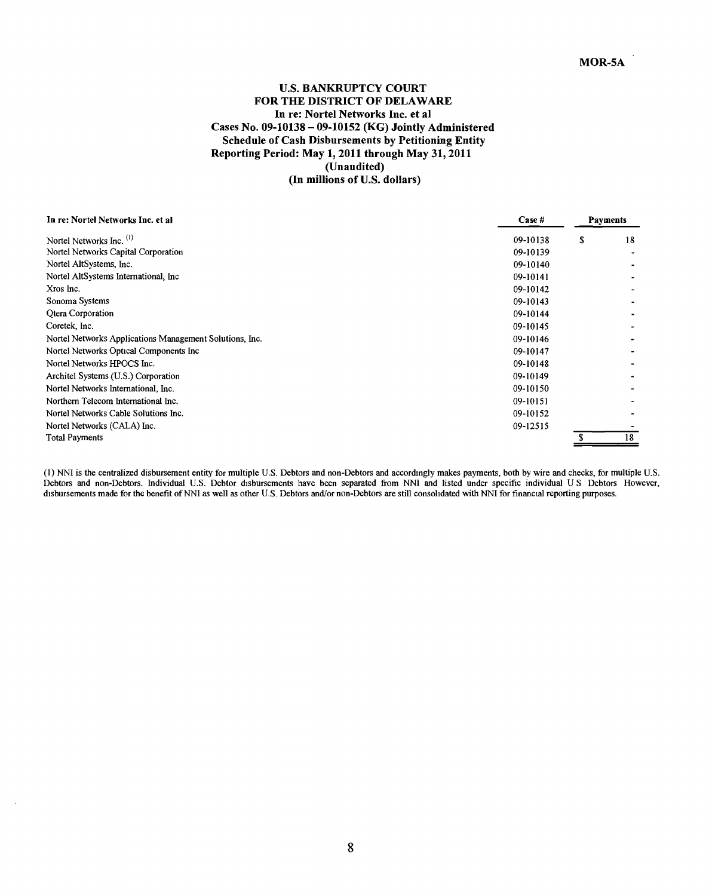MOR-5A

**U.S. BANKRUPTCY COURT**
**FOR THE DISTRICT OF DELAWARE**
**In re: Nortel Networks Inc. et al**
**Cases No. 09-10138 – 09-10152 (KG) Jointly Administered**
**Schedule of Cash Disbursements by Petitioning Entity**
**Reporting Period: May 1, 2011 through May 31, 2011**
**(Unaudited)**
**(In millions of U.S. dollars)**

| In re: Nortel Networks Inc. et al | Case # | Payments |
|---|---|---|
| Nortel Networks Inc. [1] | 09-10138 | $ 18 |
| Nortel Networks Capital Corporation | 09-10139 | - |
| Nortel AltSystems, Inc. | 09-10140 | - |
| Nortel AltSystems International, Inc | 09-10141 | - |
| Xros Inc. | 09-10142 | - |
| Sonoma Systems | 09-10143 | - |
| Qtera Corporation | 09-10144 | - |
| Coretek, Inc. | 09-10145 | - |
| Nortel Networks Applications Management Solutions, Inc. | 09-10146 | - |
| Nortel Networks Optical Components Inc | 09-10147 | - |
| Nortel Networks HPOCS Inc. | 09-10148 | - |
| Architel Systems (U.S.) Corporation | 09-10149 | - |
| Nortel Networks International, Inc. | 09-10150 | - |
| Northern Telecom International Inc. | 09-10151 | - |
| Nortel Networks Cable Solutions Inc. | 09-10152 | - |
| Nortel Networks (CALA) Inc. | 09-12515 | - |
| Total Payments | | $ 18 |

(1) NNI is the centralized disbursement entity for multiple U.S. Debtors and non-Debtors and accordingly makes payments, both by wire and checks, for multiple U.S. Debtors and non-Debtors. Individual U.S. Debtor disbursements have been separated from NNI and listed under specific individual U S Debtors However, disbursements made for the benefit of NNI as well as other U.S. Debtors and/or non-Debtors are still consolidated with NNI for financial reporting purposes.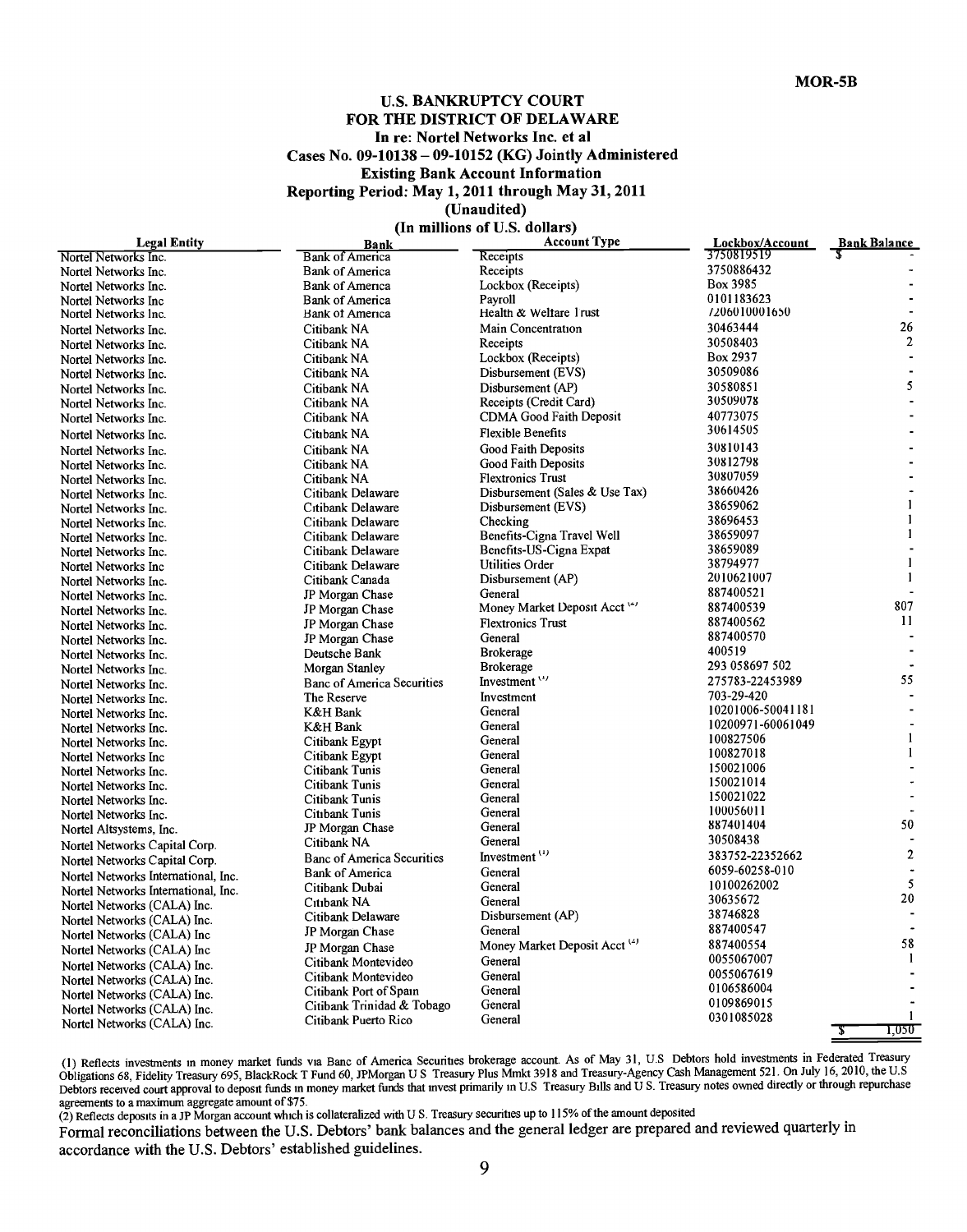MOR-5B

## U.S. BANKRUPTCY COURT
## FOR THE DISTRICT OF DELAWARE
### In re: Nortel Networks Inc. et al
### Cases No. 09-10138 – 09-10152 (KG) Jointly Administered
### Existing Bank Account Information
### Reporting Period: May 1, 2011 through May 31, 2011
### (Unaudited)
### (In millions of U.S. dollars)

| Legal Entity | Bank | Account Type | Lockbox/Account | Bank Balance |
|---|---|---|---|---|
| Nortel Networks Inc. | Bank of America | Receipts | 3750819519 | $ - |
| Nortel Networks Inc. | Bank of America | Receipts | 3750886432 | - |
| Nortel Networks Inc. | Bank of America | Lockbox (Receipts) | Box 3985 | - |
| Nortel Networks Inc | Bank of America | Payroll | 0101183623 | - |
| Nortel Networks Inc. | Bank of America | Health & Welfare Trust | 7206010001650 | - |
| Nortel Networks Inc. | Citibank NA | Main Concentration | 30463444 | 26 |
| Nortel Networks Inc. | Citibank NA | Receipts | 30508403 | 2 |
| Nortel Networks Inc. | Citibank NA | Lockbox (Receipts) | Box 2937 | - |
| Nortel Networks Inc. | Citibank NA | Disbursement (EVS) | 30509086 | - |
| Nortel Networks Inc. | Citibank NA | Disbursement (AP) | 30580851 | 5 |
| Nortel Networks Inc. | Citibank NA | Receipts (Credit Card) | 30509078 | - |
| Nortel Networks Inc. | Citibank NA | CDMA Good Faith Deposit | 40773075 | - |
| Nortel Networks Inc. | Citibank NA | Flexible Benefits | 30614505 | - |
| Nortel Networks Inc. | Citibank NA | Good Faith Deposits | 30810143 | - |
| Nortel Networks Inc. | Citibank NA | Good Faith Deposits | 30812798 | - |
| Nortel Networks Inc. | Citibank NA | Flextronics Trust | 30807059 | - |
| Nortel Networks Inc. | Citibank Delaware | Disbursement (Sales & Use Tax) | 38660426 | - |
| Nortel Networks Inc. | Citibank Delaware | Disbursement (EVS) | 38659062 | 1 |
| Nortel Networks Inc. | Citibank Delaware | Checking | 38696453 | 1 |
| Nortel Networks Inc. | Citibank Delaware | Benefits-Cigna Travel Well | 38659097 | 1 |
| Nortel Networks Inc. | Citibank Delaware | Benefits-US-Cigna Expat | 38659089 | - |
| Nortel Networks Inc | Citibank Delaware | Utilities Order | 38794977 | 1 |
| Nortel Networks Inc. | Citibank Canada | Disbursement (AP) | 2010621007 | 1 |
| Nortel Networks Inc. | JP Morgan Chase | General | 887400521 | - |
| Nortel Networks Inc. | JP Morgan Chase | Money Market Deposit Acct [2] | 887400539 | 807 |
| Nortel Networks Inc. | JP Morgan Chase | Flextronics Trust | 887400562 | 11 |
| Nortel Networks Inc. | JP Morgan Chase | General | 887400570 | - |
| Nortel Networks Inc. | Deutsche Bank | Brokerage | 400519 | - |
| Nortel Networks Inc. | Morgan Stanley | Brokerage | 293 058697 502 | - |
| Nortel Networks Inc. | Banc of America Securities | Investment [1] | 275783-22453989 | 55 |
| Nortel Networks Inc. | The Reserve | Investment | 703-29-420 | - |
| Nortel Networks Inc. | K&H Bank | General | 10201006-50041181 | - |
| Nortel Networks Inc. | K&H Bank | General | 10200971-60061049 | - |
| Nortel Networks Inc. | Citibank Egypt | General | 100827506 | 1 |
| Nortel Networks Inc | Citibank Egypt | General | 100827018 | 1 |
| Nortel Networks Inc. | Citibank Tunis | General | 150021006 | - |
| Nortel Networks Inc. | Citibank Tunis | General | 150021014 | - |
| Nortel Networks Inc. | Citibank Tunis | General | 150021022 | - |
| Nortel Networks Inc. | Citibank Tunis | General | 100056011 | - |
| Nortel Altsystems, Inc. | JP Morgan Chase | General | 887401404 | 50 |
| Nortel Networks Capital Corp. | Citibank NA | General | 30508438 | - |
| Nortel Networks Capital Corp. | Banc of America Securities | Investment [1] | 383752-22352662 | 2 |
| Nortel Networks International, Inc. | Bank of America | General | 6059-60258-010 | - |
| Nortel Networks International, Inc. | Citibank Dubai | General | 10100262002 | 5 |
| Nortel Networks (CALA) Inc. | Citibank NA | General | 30635672 | 20 |
| Nortel Networks (CALA) Inc. | Citibank Delaware | Disbursement (AP) | 38746828 | - |
| Nortel Networks (CALA) Inc | JP Morgan Chase | General | 887400547 | - |
| Nortel Networks (CALA) Inc | JP Morgan Chase | Money Market Deposit Acct [2] | 887400554 | 58 |
| Nortel Networks (CALA) Inc. | Citibank Montevideo | General | 0055067007 | 1 |
| Nortel Networks (CALA) Inc. | Citibank Montevideo | General | 0055067619 | - |
| Nortel Networks (CALA) Inc. | Citibank Port of Spain | General | 0106586004 | - |
| Nortel Networks (CALA) Inc. | Citibank Trinidad & Tobago | General | 0109869015 | - |
| Nortel Networks (CALA) Inc. | Citibank Puerto Rico | General | 0301085028 | 1 |
| | | | | $ 1,050 |

(1) Reflects investments in money market funds via Banc of America Securities brokerage account. As of May 31, U.S Debtors hold investments in Federated Treasury Obligations 68, Fidelity Treasury 695, BlackRock T Fund 60, JPMorgan U S Treasury Plus Mmkt 3918 and Treasury-Agency Cash Management 521. On July 16, 2010, the U.S Debtors received court approval to deposit funds in money market funds that invest primarily in U.S Treasury Bills and U S. Treasury notes owned directly or through repurchase agreements to a maximum aggregate amount of $75.

(2) Reflects deposits in a JP Morgan account which is collateralized with U S. Treasury securities up to 115% of the amount deposited

Formal reconciliations between the U.S. Debtors' bank balances and the general ledger are prepared and reviewed quarterly in accordance with the U.S. Debtors' established guidelines.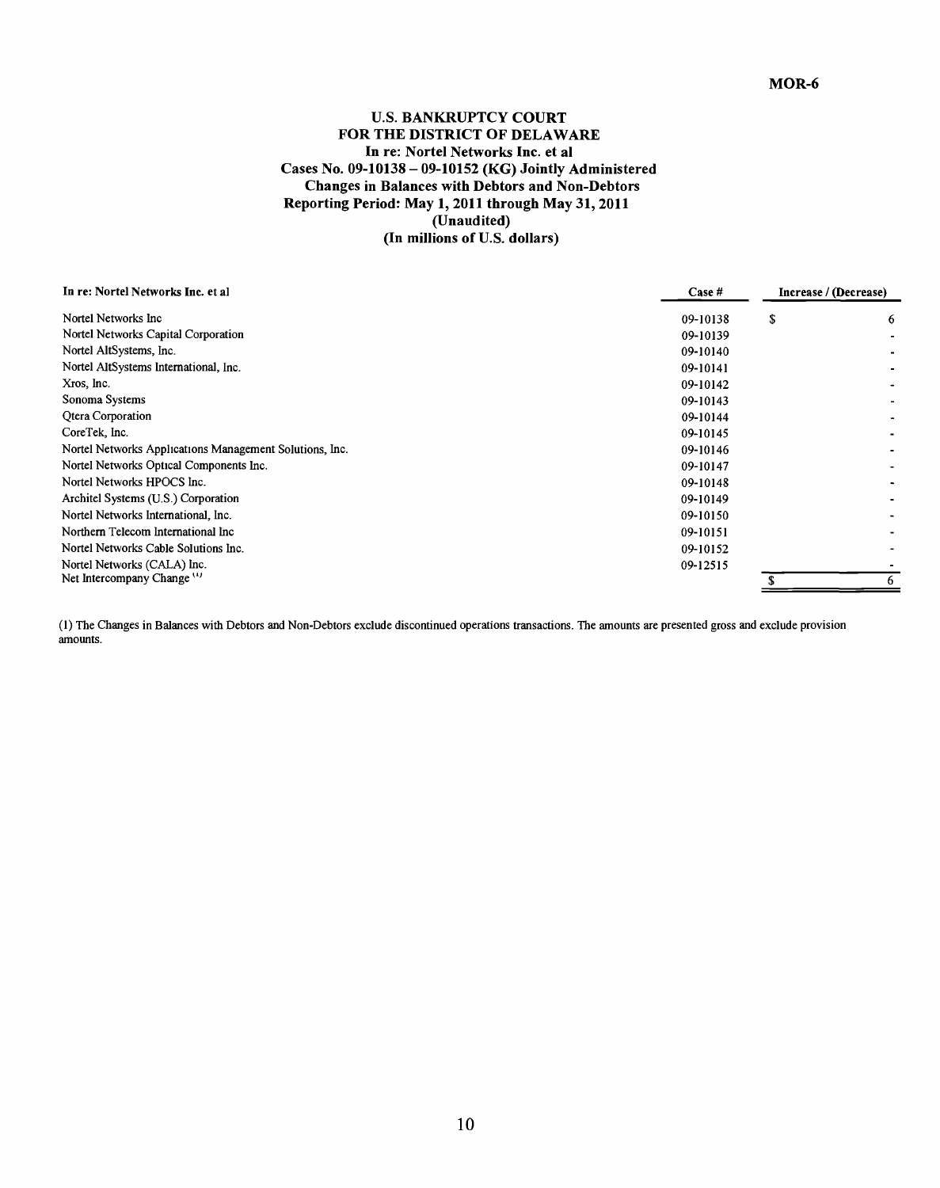MOR-6

**U.S. BANKRUPTCY COURT**
**FOR THE DISTRICT OF DELAWARE**
**In re: Nortel Networks Inc. et al**
**Cases No. 09-10138 – 09-10152 (KG) Jointly Administered**
**Changes in Balances with Debtors and Non-Debtors**
**Reporting Period: May 1, 2011 through May 31, 2011**
**(Unaudited)**
**(In millions of U.S. dollars)**

| In re: Nortel Networks Inc. et al | Case # | Increase / (Decrease) | |
|---|---|---|---|
| Nortel Networks Inc | 09-10138 | $ | 6 |
| Nortel Networks Capital Corporation | 09-10139 | | - |
| Nortel AltSystems, Inc. | 09-10140 | | - |
| Nortel AltSystems International, Inc. | 09-10141 | | - |
| Xros, Inc. | 09-10142 | | - |
| Sonoma Systems | 09-10143 | | - |
| Qtera Corporation | 09-10144 | | - |
| CoreTek, Inc. | 09-10145 | | - |
| Nortel Networks Applications Management Solutions, Inc. | 09-10146 | | - |
| Nortel Networks Optical Components Inc. | 09-10147 | | - |
| Nortel Networks HPOCS Inc. | 09-10148 | | - |
| Architel Systems (U.S.) Corporation | 09-10149 | | - |
| Nortel Networks International, Inc. | 09-10150 | | - |
| Northern Telecom International Inc | 09-10151 | | - |
| Nortel Networks Cable Solutions Inc. | 09-10152 | | - |
| Nortel Networks (CALA) Inc. | 09-12515 | | - |
| Net Intercompany Change [1] | | $ | 6 |

(1) The Changes in Balances with Debtors and Non-Debtors exclude discontinued operations transactions. The amounts are presented gross and exclude provision amounts.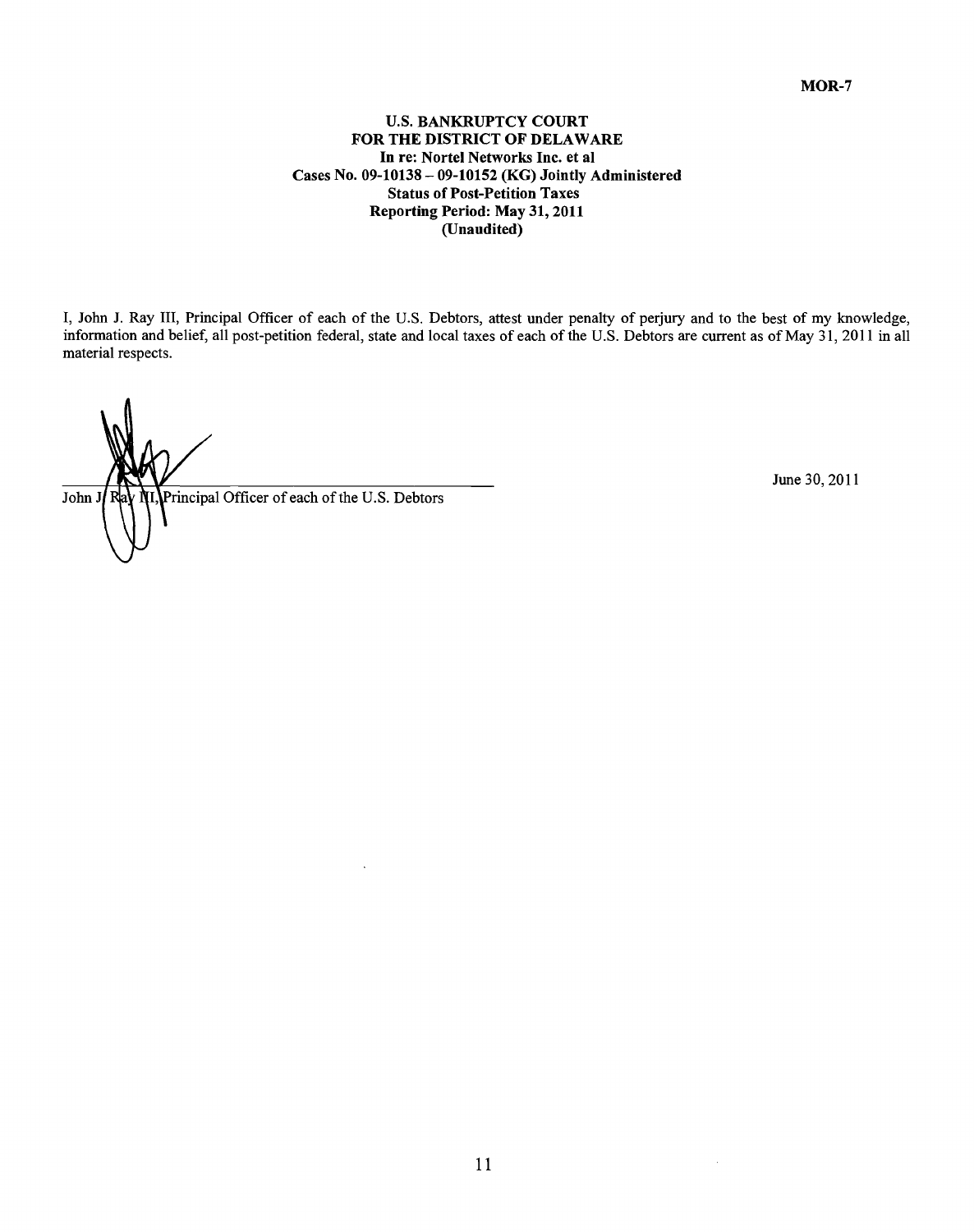MOR-7

**U.S. BANKRUPTCY COURT**
**FOR THE DISTRICT OF DELAWARE**
**In re: Nortel Networks Inc. et al**
**Cases No. 09-10138 – 09-10152 (KG) Jointly Administered**
**Status of Post-Petition Taxes**
**Reporting Period: May 31, 2011**
**(Unaudited)**

I, John J. Ray III, Principal Officer of each of the U.S. Debtors, attest under penalty of perjury and to the best of my knowledge, information and belief, all post-petition federal, state and local taxes of each of the U.S. Debtors are current as of May 31, 2011 in all material respects.

John J. Ray III, Principal Officer of each of the U.S. Debtors

June 30, 2011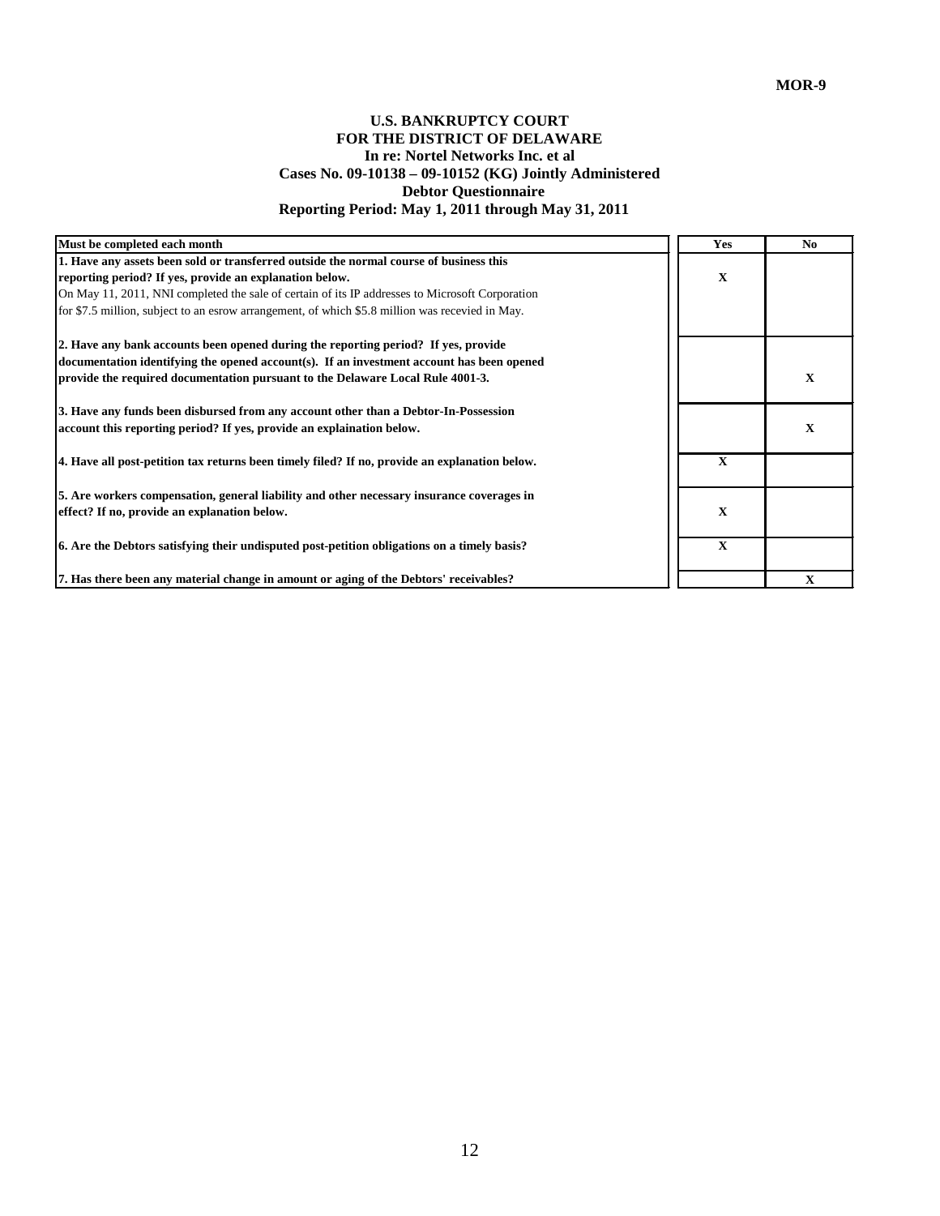**MOR-9**

**U.S. BANKRUPTCY COURT**
**FOR THE DISTRICT OF DELAWARE**
**In re: Nortel Networks Inc. et al**
**Cases No. 09-10138 – 09-10152 (KG) Jointly Administered**
**Debtor Questionnaire**
**Reporting Period: May 1, 2011 through May 31, 2011**

| Must be completed each month | Yes | No |
|---|---|---|
| **1. Have any assets been sold or transferred outside the normal course of business this reporting period? If yes, provide an explanation below.**<br>On May 11, 2011, NNI completed the sale of certain of its IP addresses to Microsoft Corporation for $7.5 million, subject to an esrow arrangement, of which $5.8 million was recevied in May. | X | |
| **2. Have any bank accounts been opened during the reporting period? If yes, provide documentation identifying the opened account(s). If an investment account has been opened provide the required documentation pursuant to the Delaware Local Rule 4001-3.** | | X |
| **3. Have any funds been disbursed from any account other than a Debtor-In-Possession account this reporting period? If yes, provide an explaination below.** | | X |
| **4. Have all post-petition tax returns been timely filed? If no, provide an explanation below.** | X | |
| **5. Are workers compensation, general liability and other necessary insurance coverages in effect? If no, provide an explanation below.** | X | |
| **6. Are the Debtors satisfying their undisputed post-petition obligations on a timely basis?** | X | |
| **7. Has there been any material change in amount or aging of the Debtors' receivables?** | | X |